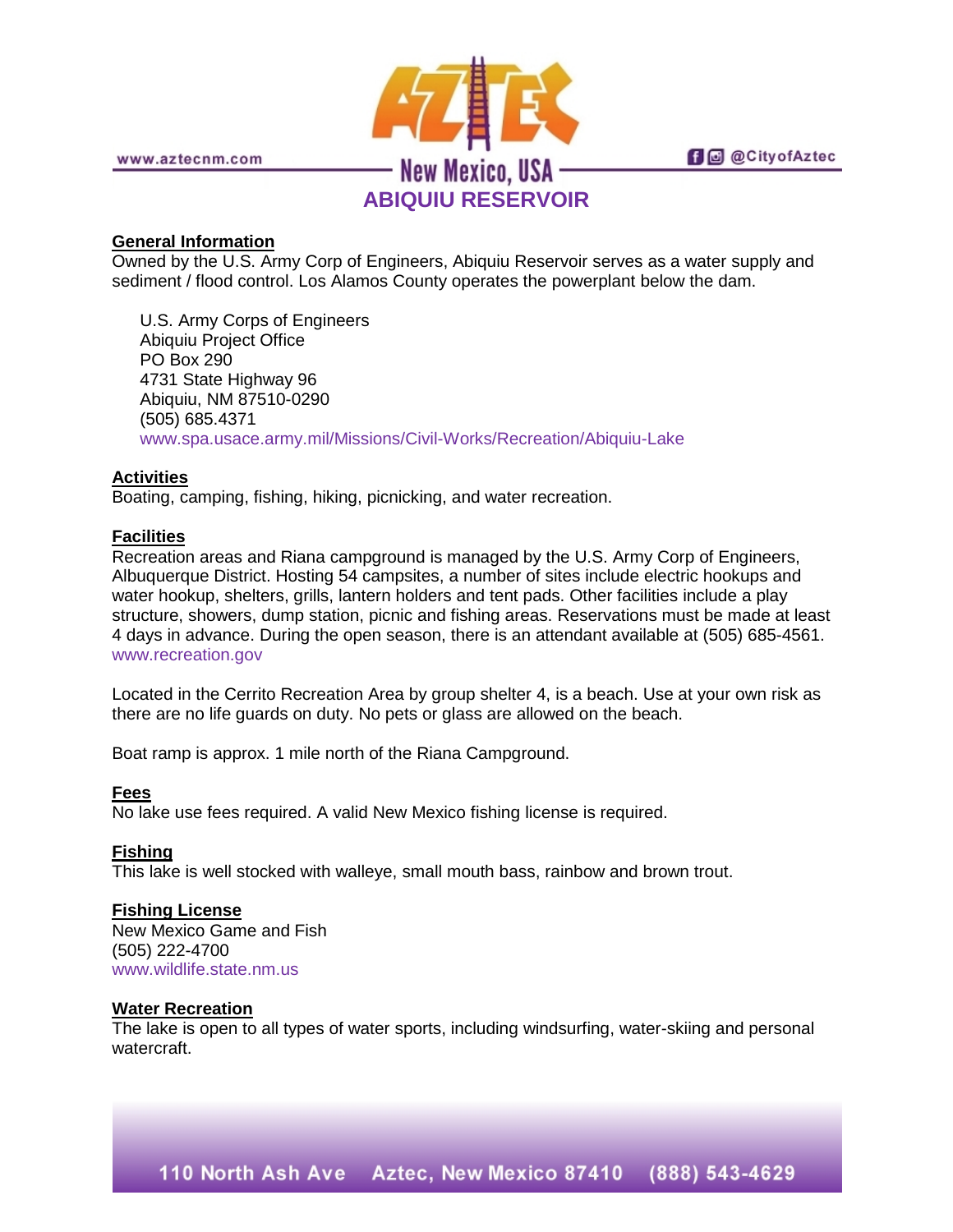# ABIQUIU RESERVOIR

## General Information

Owned by the U.S. Army Corp of Engineers, Abiquiu Reservoir serves as a water supply and sediment / flood control. Los Alamos County operates the powerplant below the dam.

U.S. Army Corps of Engineers
Abiquiu Project Office
PO Box 290
4731 State Highway 96
Abiquiu, NM 87510-0290
(505) 685.4371
www.spa.usace.army.mil/Missions/Civil-Works/Recreation/Abiquiu-Lake

## Activities

Boating, camping, fishing, hiking, picnicking, and water recreation.

## Facilities

Recreation areas and Riana campground is managed by the U.S. Army Corp of Engineers, Albuquerque District. Hosting 54 campsites, a number of sites include electric hookups and water hookup, shelters, grills, lantern holders and tent pads. Other facilities include a play structure, showers, dump station, picnic and fishing areas. Reservations must be made at least 4 days in advance. During the open season, there is an attendant available at (505) 685-4561. www.recreation.gov

Located in the Cerrito Recreation Area by group shelter 4, is a beach. Use at your own risk as there are no life guards on duty. No pets or glass are allowed on the beach.

Boat ramp is approx. 1 mile north of the Riana Campground.

## Fees

No lake use fees required. A valid New Mexico fishing license is required.

## Fishing

This lake is well stocked with walleye, small mouth bass, rainbow and brown trout.

## Fishing License

New Mexico Game and Fish
(505) 222-4700
www.wildlife.state.nm.us

## Water Recreation

The lake is open to all types of water sports, including windsurfing, water-skiing and personal watercraft.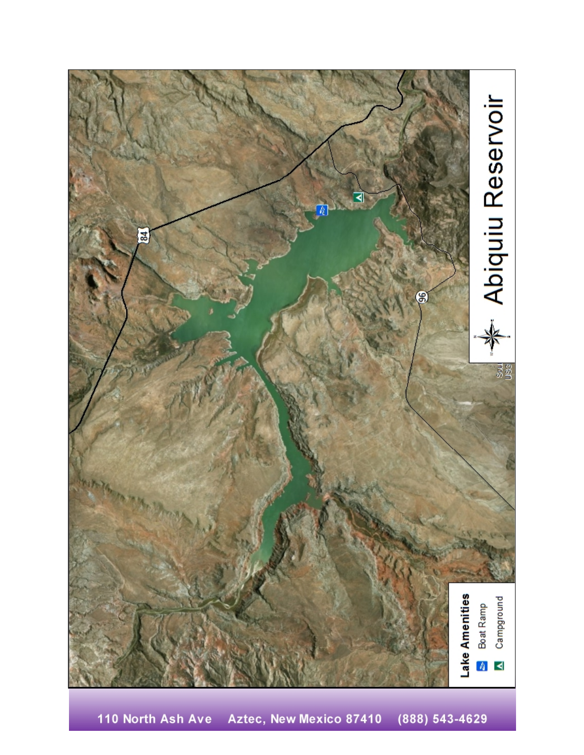# Abiquiu Reservoir

**Lake Amenities**

- Boat Ramp
- Campground

84

96

110 North Ash Ave Aztec, New Mexico 87410 (888) 543-4629